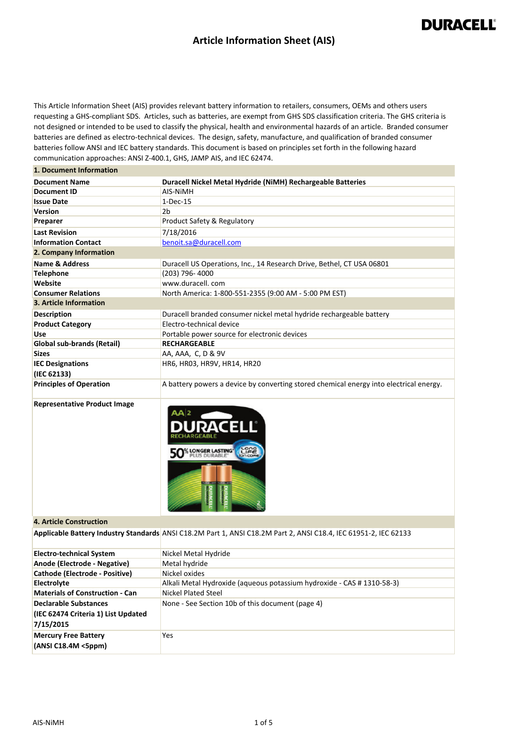# Article Information Sheet (AIS)

This Article Information Sheet (AIS) provides relevant battery information to retailers, consumers, OEMs and others users requesting a GHS-compliant SDS. Articles, such as batteries, are exempt from GHS SDS classification criteria. The GHS criteria is not designed or intended to be used to classify the physical, health and environmental hazards of an article. Branded consumer batteries are defined as electro-technical devices. The design, safety, manufacture, and qualification of branded consumer batteries follow ANSI and IEC battery standards. This document is based on principles set forth in the following hazard communication approaches: ANSI Z-400.1, GHS, JAMP AIS, and IEC 62474.

| **1. Document Information** | |
|---|---|
| **Document Name** | **Duracell Nickel Metal Hydride (NiMH) Rechargeable Batteries** |
| **Document ID** | AIS-NiMH |
| **Issue Date** | 1-Dec-15 |
| **Version** | 2b |
| **Preparer** | Product Safety & Regulatory |
| **Last Revision** | 7/18/2016 |
| **Information Contact** | benoit.sa@duracell.com |
| **2. Company Information** | |
| **Name & Address** | Duracell US Operations, Inc., 14 Research Drive, Bethel, CT USA 06801 |
| **Telephone** | (203) 796- 4000 |
| **Website** | www.duracell. com |
| **Consumer Relations** | North America: 1-800-551-2355 (9:00 AM - 5:00 PM EST) |
| **3. Article Information** | |
| **Description** | Duracell branded consumer nickel metal hydride rechargeable battery |
| **Product Category** | Electro-technical device |
| **Use** | Portable power source for electronic devices |
| **Global sub-brands (Retail)** | **RECHARGEABLE** |
| **Sizes** | AA, AAA, C, D & 9V |
| **IEC Designations (IEC 62133)** | HR6, HR03, HR9V, HR14, HR20 |
| **Principles of Operation** | A battery powers a device by converting stored chemical energy into electrical energy. |
| **Representative Product Image** | |
| **4. Article Construction** | |
| **Applicable Battery Industry Standards** | ANSI C18.2M Part 1, ANSI C18.2M Part 2, ANSI C18.4, IEC 61951-2, IEC 62133 |
| **Electro-technical System** | Nickel Metal Hydride |
| **Anode (Electrode - Negative)** | Metal hydride |
| **Cathode (Electrode - Positive)** | Nickel oxides |
| **Electrolyte** | Alkali Metal Hydroxide (aqueous potassium hydroxide - CAS # 1310-58-3) |
| **Materials of Construction - Can** | Nickel Plated Steel |
| **Declarable Substances (IEC 62474 Criteria 1) List Updated 7/15/2015** | None - See Section 10b of this document (page 4) |
| **Mercury Free Battery (ANSI C18.4M <5ppm)** | Yes |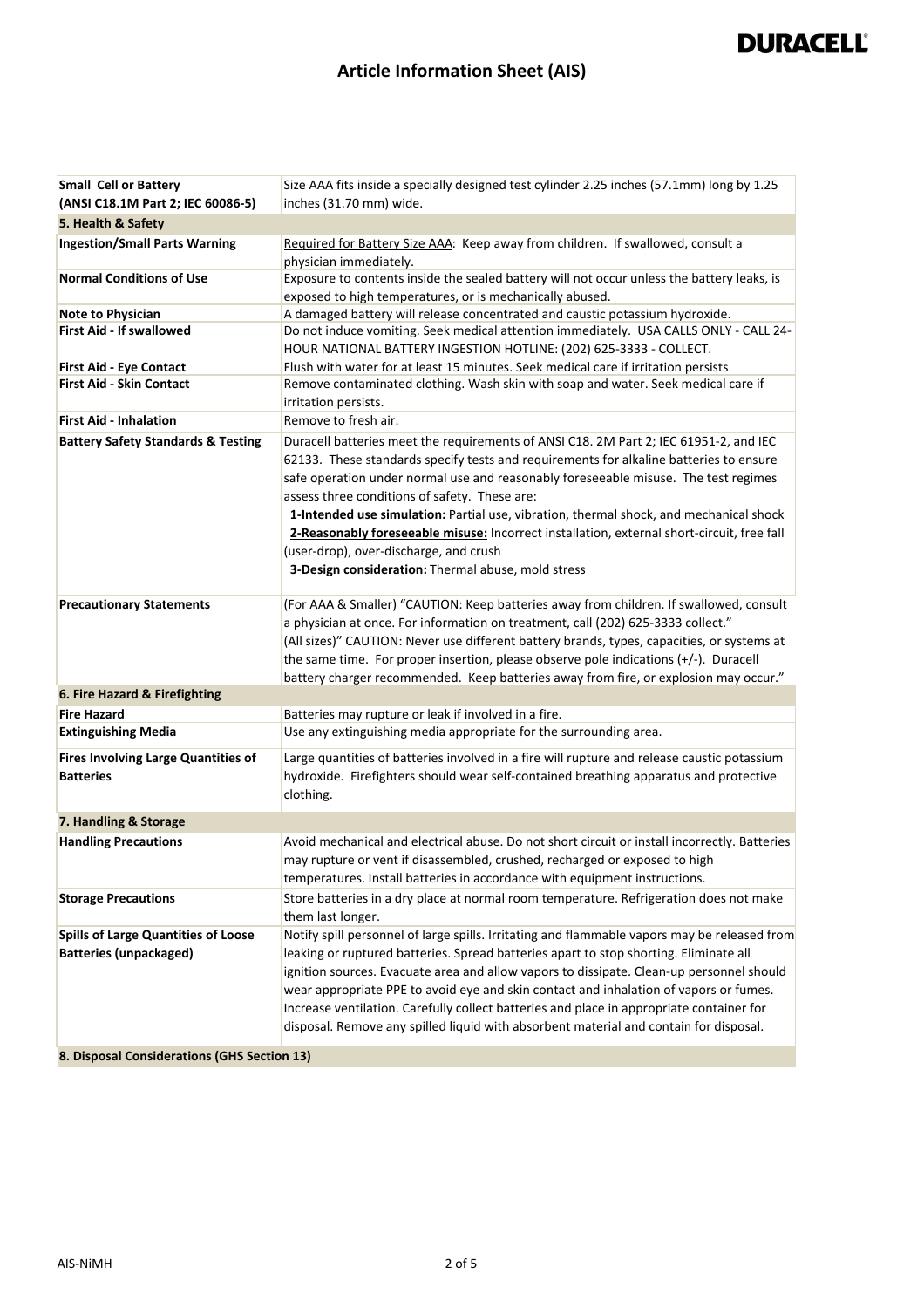| | |
|---|---|
| **Small Cell or Battery (ANSI C18.1M Part 2; IEC 60086-5)** | Size AAA fits inside a specially designed test cylinder 2.25 inches (57.1mm) long by 1.25 inches (31.70 mm) wide. |
| **5. Health & Safety** | |
| **Ingestion/Small Parts Warning** | Required for Battery Size AAA: Keep away from children. If swallowed, consult a physician immediately. |
| **Normal Conditions of Use** | Exposure to contents inside the sealed battery will not occur unless the battery leaks, is exposed to high temperatures, or is mechanically abused. |
| **Note to Physician** | A damaged battery will release concentrated and caustic potassium hydroxide. |
| **First Aid - If swallowed** | Do not induce vomiting. Seek medical attention immediately. USA CALLS ONLY - CALL 24-HOUR NATIONAL BATTERY INGESTION HOTLINE: (202) 625-3333 - COLLECT. |
| **First Aid - Eye Contact** | Flush with water for at least 15 minutes. Seek medical care if irritation persists. |
| **First Aid - Skin Contact** | Remove contaminated clothing. Wash skin with soap and water. Seek medical care if irritation persists. |
| **First Aid - Inhalation** | Remove to fresh air. |
| **Battery Safety Standards & Testing** | Duracell batteries meet the requirements of ANSI C18. 2M Part 2; IEC 61951-2, and IEC 62133. These standards specify tests and requirements for alkaline batteries to ensure safe operation under normal use and reasonably foreseeable misuse. The test regimes assess three conditions of safety. These are:<br>**1-Intended use simulation:** Partial use, vibration, thermal shock, and mechanical shock<br>**2-Reasonably foreseeable misuse:** Incorrect installation, external short-circuit, free fall (user-drop), over-discharge, and crush<br>**3-Design consideration:** Thermal abuse, mold stress |
| **Precautionary Statements** | (For AAA & Smaller) "CAUTION: Keep batteries away from children. If swallowed, consult a physician at once. For information on treatment, call (202) 625-3333 collect."<br>(All sizes)" CAUTION: Never use different battery brands, types, capacities, or systems at the same time. For proper insertion, please observe pole indications (+/-). Duracell battery charger recommended. Keep batteries away from fire, or explosion may occur." |
| **6. Fire Hazard & Firefighting** | |
| **Fire Hazard** | Batteries may rupture or leak if involved in a fire. |
| **Extinguishing Media** | Use any extinguishing media appropriate for the surrounding area. |
| **Fires Involving Large Quantities of Batteries** | Large quantities of batteries involved in a fire will rupture and release caustic potassium hydroxide. Firefighters should wear self-contained breathing apparatus and protective clothing. |
| **7. Handling & Storage** | |
| **Handling Precautions** | Avoid mechanical and electrical abuse. Do not short circuit or install incorrectly. Batteries may rupture or vent if disassembled, crushed, recharged or exposed to high temperatures. Install batteries in accordance with equipment instructions. |
| **Storage Precautions** | Store batteries in a dry place at normal room temperature. Refrigeration does not make them last longer. |
| **Spills of Large Quantities of Loose Batteries (unpackaged)** | Notify spill personnel of large spills. Irritating and flammable vapors may be released from leaking or ruptured batteries. Spread batteries apart to stop shorting. Eliminate all ignition sources. Evacuate area and allow vapors to dissipate. Clean-up personnel should wear appropriate PPE to avoid eye and skin contact and inhalation of vapors or fumes. Increase ventilation. Carefully collect batteries and place in appropriate container for disposal. Remove any spilled liquid with absorbent material and contain for disposal. |
| **8. Disposal Considerations (GHS Section 13)** | |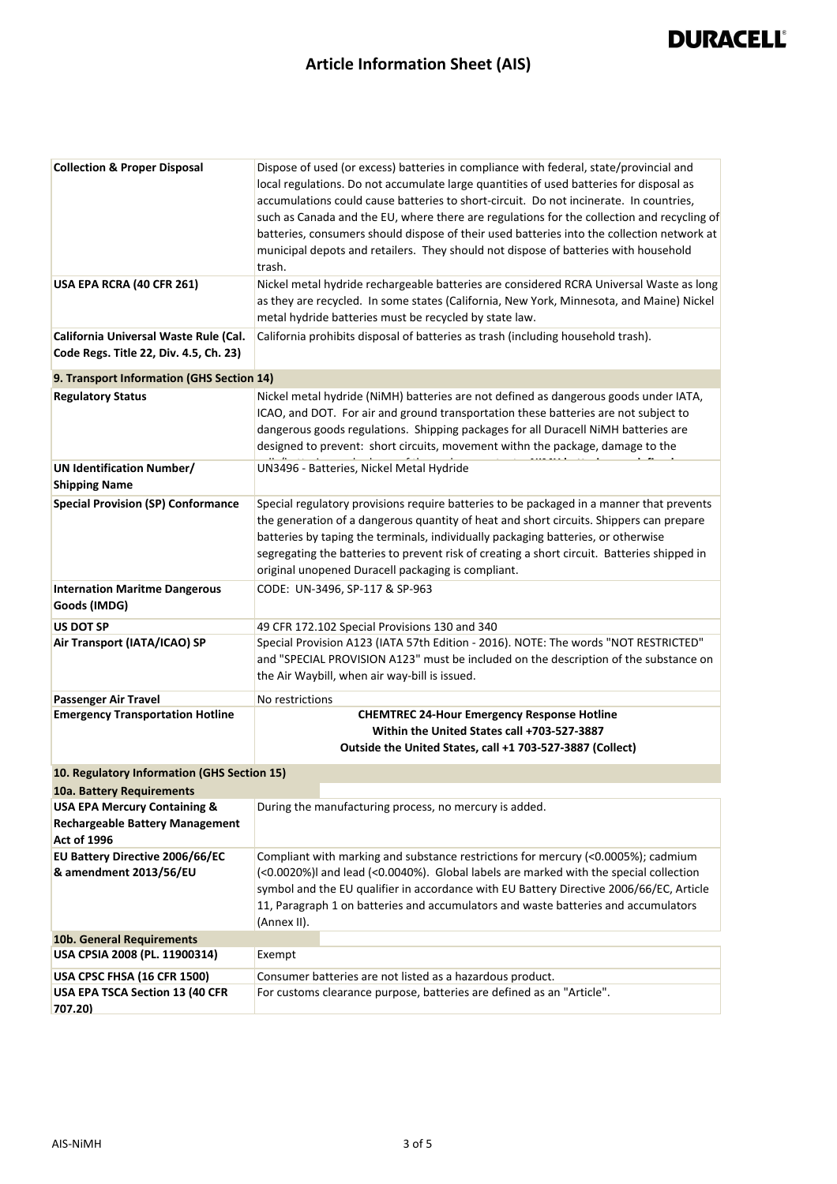| | |
|---|---|
| **Collection & Proper Disposal** | Dispose of used (or excess) batteries in compliance with federal, state/provincial and local regulations. Do not accumulate large quantities of used batteries for disposal as accumulations could cause batteries to short-circuit. Do not incinerate. In countries, such as Canada and the EU, where there are regulations for the collection and recycling of batteries, consumers should dispose of their used batteries into the collection network at municipal depots and retailers. They should not dispose of batteries with household trash. |
| **USA EPA RCRA (40 CFR 261)** | Nickel metal hydride rechargeable batteries are considered RCRA Universal Waste as long as they are recycled. In some states (California, New York, Minnesota, and Maine) Nickel metal hydride batteries must be recycled by state law. |
| **California Universal Waste Rule (Cal. Code Regs. Title 22, Div. 4.5, Ch. 23)** | California prohibits disposal of batteries as trash (including household trash). |
| **9. Transport Information (GHS Section 14)** | |
| **Regulatory Status** | Nickel metal hydride (NiMH) batteries are not defined as dangerous goods under IATA, ICAO, and DOT. For air and ground transportation these batteries are not subject to dangerous goods regulations. Shipping packages for all Duracell NiMH batteries are designed to prevent: short circuits, movement withn the package, damage to the |
| **UN Identification Number/ Shipping Name** | UN3496 - Batteries, Nickel Metal Hydride |
| **Special Provision (SP) Conformance** | Special regulatory provisions require batteries to be packaged in a manner that prevents the generation of a dangerous quantity of heat and short circuits. Shippers can prepare batteries by taping the terminals, individually packaging batteries, or otherwise segregating the batteries to prevent risk of creating a short circuit. Batteries shipped in original unopened Duracell packaging is compliant. |
| **Internation Maritme Dangerous Goods (IMDG)** | CODE: UN-3496, SP-117 & SP-963 |
| **US DOT SP** | 49 CFR 172.102 Special Provisions 130 and 340 |
| **Air Transport (IATA/ICAO) SP** | Special Provision A123 (IATA 57th Edition - 2016). NOTE: The words "NOT RESTRICTED" and "SPECIAL PROVISION A123" must be included on the description of the substance on the Air Waybill, when air way-bill is issued. |
| **Passenger Air Travel** | No restrictions |
| **Emergency Transportation Hotline** | **CHEMTREC 24-Hour Emergency Response Hotline** **Within the United States call +703-527-3887** **Outside the United States, call +1 703-527-3887 (Collect)** |
| **10. Regulatory Information (GHS Section 15)** | |
| **10a. Battery Requirements** | |
| **USA EPA Mercury Containing & Rechargeable Battery Management Act of 1996** | During the manufacturing process, no mercury is added. |
| **EU Battery Directive 2006/66/EC & amendment 2013/56/EU** | Compliant with marking and substance restrictions for mercury (<0.0005%); cadmium (<0.0020%)l and lead (<0.0040%). Global labels are marked with the special collection symbol and the EU qualifier in accordance with EU Battery Directive 2006/66/EC, Article 11, Paragraph 1 on batteries and accumulators and waste batteries and accumulators (Annex II). |
| **10b. General Requirements** | |
| **USA CPSIA 2008 (PL. 11900314)** | Exempt |
| **USA CPSC FHSA (16 CFR 1500)** | Consumer batteries are not listed as a hazardous product. |
| **USA EPA TSCA Section 13 (40 CFR 707.20)** | For customs clearance purpose, batteries are defined as an "Article". |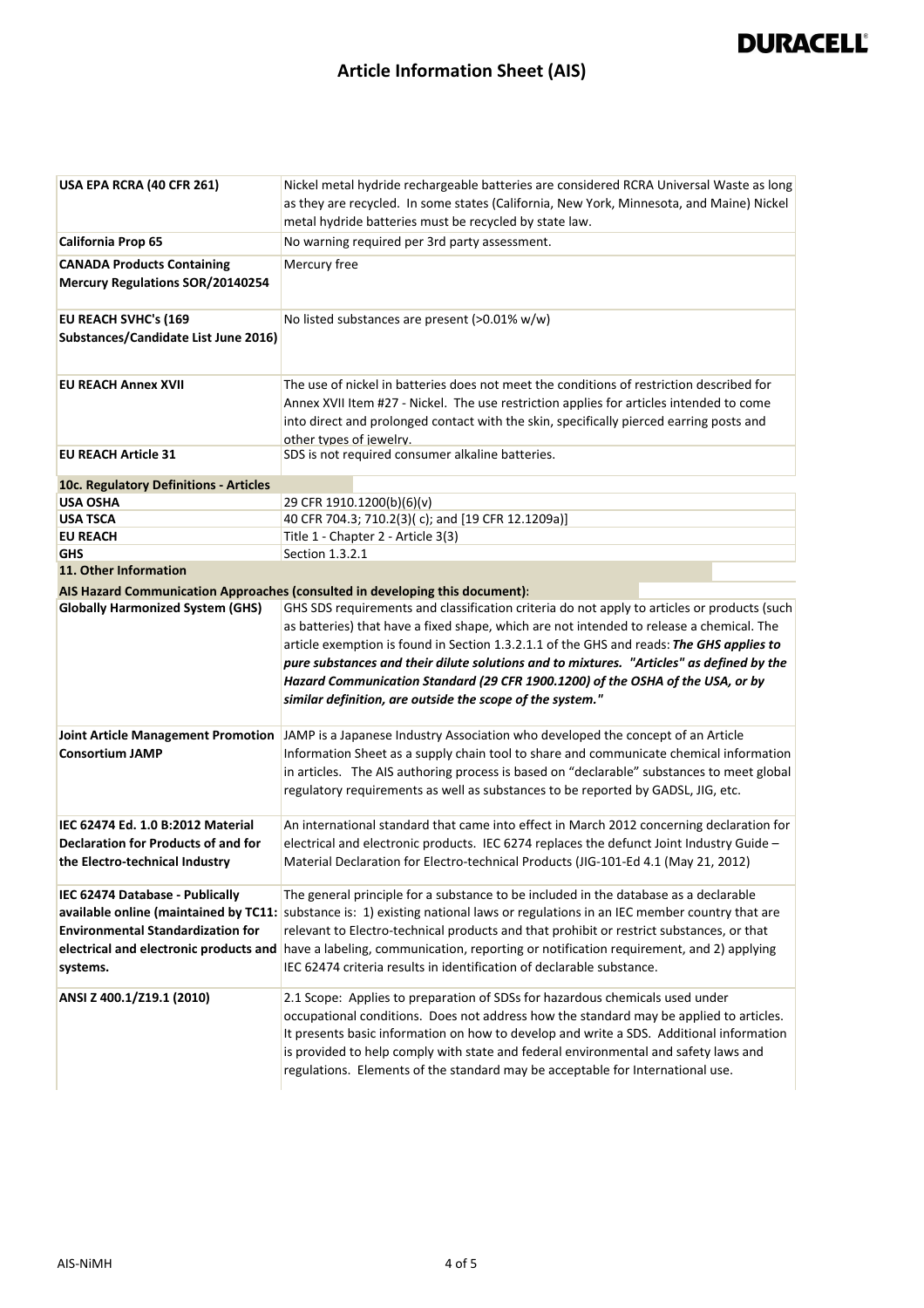# Article Information Sheet (AIS)

| | |
|---|---|
| **USA EPA RCRA (40 CFR 261)** | Nickel metal hydride rechargeable batteries are considered RCRA Universal Waste as long as they are recycled. In some states (California, New York, Minnesota, and Maine) Nickel metal hydride batteries must be recycled by state law. |
| **California Prop 65** | No warning required per 3rd party assessment. |
| **CANADA Products Containing Mercury Regulations SOR/20140254** | Mercury free |
| **EU REACH SVHC's (169 Substances/Candidate List June 2016)** | No listed substances are present (>0.01% w/w) |
| **EU REACH Annex XVII** | The use of nickel in batteries does not meet the conditions of restriction described for Annex XVII Item #27 - Nickel. The use restriction applies for articles intended to come into direct and prolonged contact with the skin, specifically pierced earring posts and other types of jewelry. |
| **EU REACH Article 31** | SDS is not required consumer alkaline batteries. |

**10c. Regulatory Definitions - Articles**

| | |
|---|---|
| **USA OSHA** | 29 CFR 1910.1200(b)(6)(v) |
| **USA TSCA** | 40 CFR 704.3; 710.2(3)( c); and [19 CFR 12.1209a)] |
| **EU REACH** | Title 1 - Chapter 2 - Article 3(3) |
| **GHS** | Section 1.3.2.1 |

## 11. Other Information

**AIS Hazard Communication Approaches (consulted in developing this document):**

| | |
|---|---|
| **Globally Harmonized System (GHS)** | GHS SDS requirements and classification criteria do not apply to articles or products (such as batteries) that have a fixed shape, which are not intended to release a chemical. The article exemption is found in Section 1.3.2.1.1 of the GHS and reads: ***The GHS applies to pure substances and their dilute solutions and to mixtures. "Articles" as defined by the Hazard Communication Standard (29 CFR 1900.1200) of the OSHA of the USA, or by similar definition, are outside the scope of the system."*** |
| **Joint Article Management Promotion Consortium JAMP** | JAMP is a Japanese Industry Association who developed the concept of an Article Information Sheet as a supply chain tool to share and communicate chemical information in articles. The AIS authoring process is based on "declarable" substances to meet global regulatory requirements as well as substances to be reported by GADSL, JIG, etc. |
| **IEC 62474 Ed. 1.0 B:2012 Material Declaration for Products of and for the Electro-technical Industry** | An international standard that came into effect in March 2012 concerning declaration for electrical and electronic products. IEC 6274 replaces the defunct Joint Industry Guide – Material Declaration for Electro-technical Products (JIG-101-Ed 4.1 (May 21, 2012) |
| **IEC 62474 Database - Publically available online (maintained by TC11: Environmental Standardization for electrical and electronic products and systems.** | The general principle for a substance to be included in the database as a declarable substance is: 1) existing national laws or regulations in an IEC member country that are relevant to Electro-technical products and that prohibit or restrict substances, or that have a labeling, communication, reporting or notification requirement, and 2) applying IEC 62474 criteria results in identification of declarable substance. |
| **ANSI Z 400.1/Z19.1 (2010)** | 2.1 Scope: Applies to preparation of SDSs for hazardous chemicals used under occupational conditions. Does not address how the standard may be applied to articles. It presents basic information on how to develop and write a SDS. Additional information is provided to help comply with state and federal environmental and safety laws and regulations. Elements of the standard may be acceptable for International use. |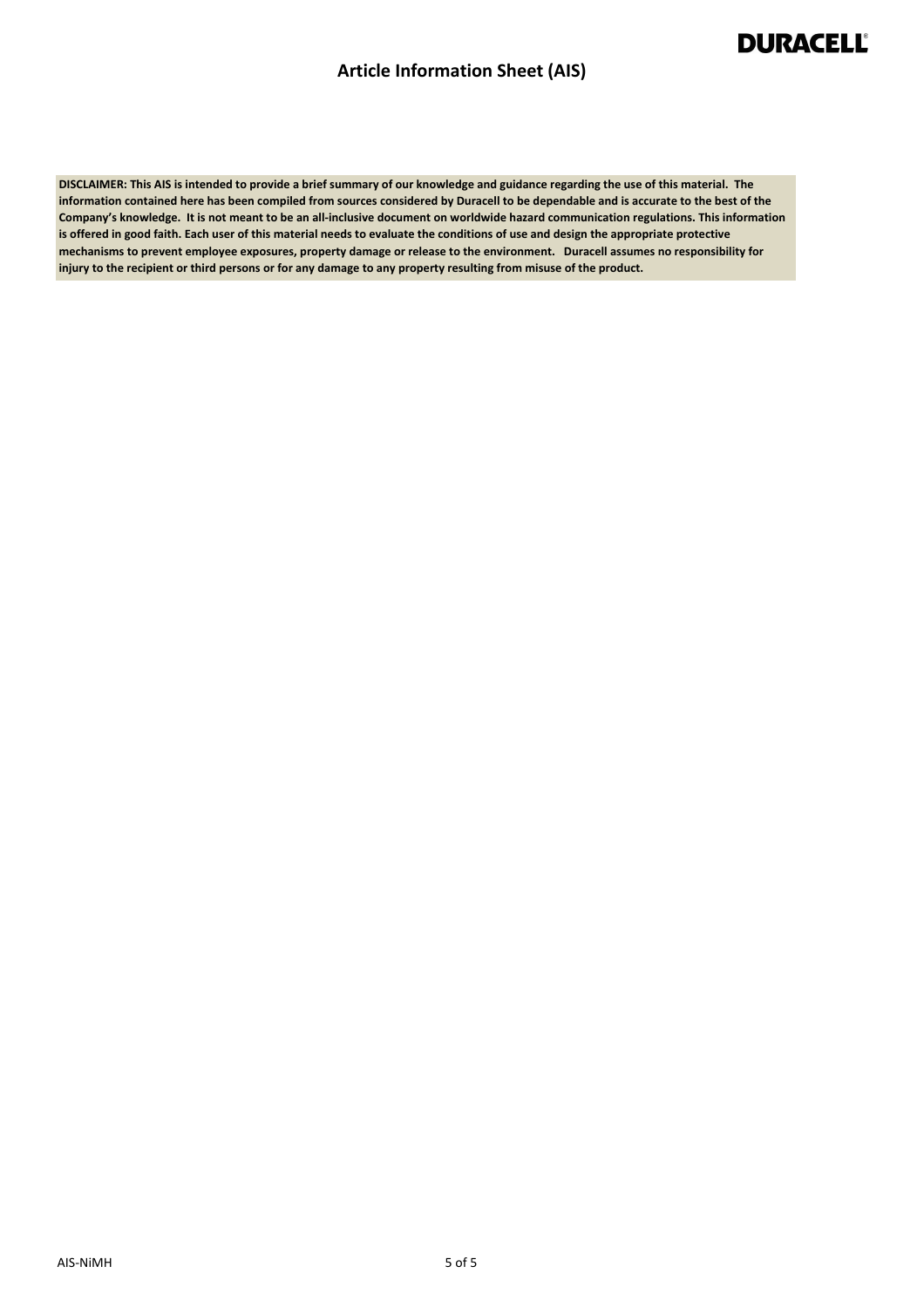**DISCLAIMER: This AIS is intended to provide a brief summary of our knowledge and guidance regarding the use of this material. The information contained here has been compiled from sources considered by Duracell to be dependable and is accurate to the best of the Company's knowledge. It is not meant to be an all-inclusive document on worldwide hazard communication regulations. This information is offered in good faith. Each user of this material needs to evaluate the conditions of use and design the appropriate protective mechanisms to prevent employee exposures, property damage or release to the environment. Duracell assumes no responsibility for injury to the recipient or third persons or for any damage to any property resulting from misuse of the product.**